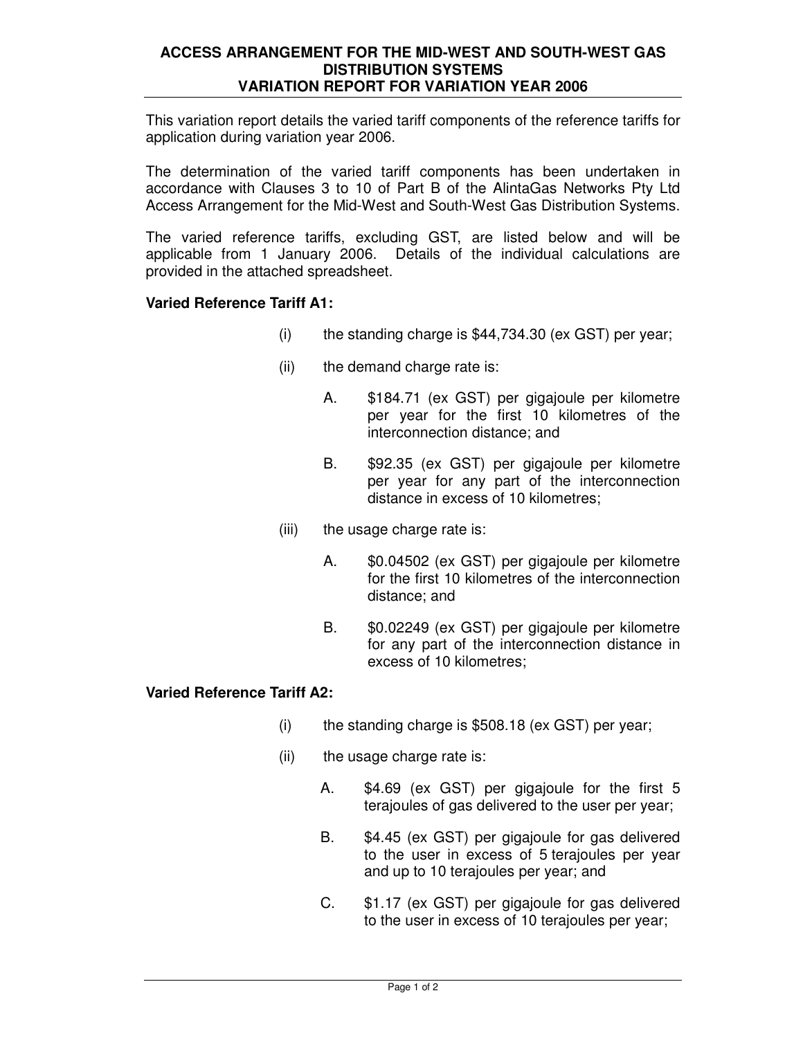# ACCESS ARRANGEMENT FOR THE MID-WEST AND SOUTH-WEST GAS DISTRIBUTION SYSTEMS
## VARIATION REPORT FOR VARIATION YEAR 2006

This variation report details the varied tariff components of the reference tariffs for application during variation year 2006.

The determination of the varied tariff components has been undertaken in accordance with Clauses 3 to 10 of Part B of the AlintaGas Networks Pty Ltd Access Arrangement for the Mid-West and South-West Gas Distribution Systems.

The varied reference tariffs, excluding GST, are listed below and will be applicable from 1 January 2006. Details of the individual calculations are provided in the attached spreadsheet.

**Varied Reference Tariff A1:**

(i) the standing charge is $44,734.30 (ex GST) per year;

(ii) the demand charge rate is:

  A. $184.71 (ex GST) per gigajoule per kilometre per year for the first 10 kilometres of the interconnection distance; and

  B. $92.35 (ex GST) per gigajoule per kilometre per year for any part of the interconnection distance in excess of 10 kilometres;

(iii) the usage charge rate is:

  A. $0.04502 (ex GST) per gigajoule per kilometre for the first 10 kilometres of the interconnection distance; and

  B. $0.02249 (ex GST) per gigajoule per kilometre for any part of the interconnection distance in excess of 10 kilometres;

**Varied Reference Tariff A2:**

(i) the standing charge is $508.18 (ex GST) per year;

(ii) the usage charge rate is:

  A. $4.69 (ex GST) per gigajoule for the first 5 terajoules of gas delivered to the user per year;

  B. $4.45 (ex GST) per gigajoule for gas delivered to the user in excess of 5 terajoules per year and up to 10 terajoules per year; and

  C. $1.17 (ex GST) per gigajoule for gas delivered to the user in excess of 10 terajoules per year;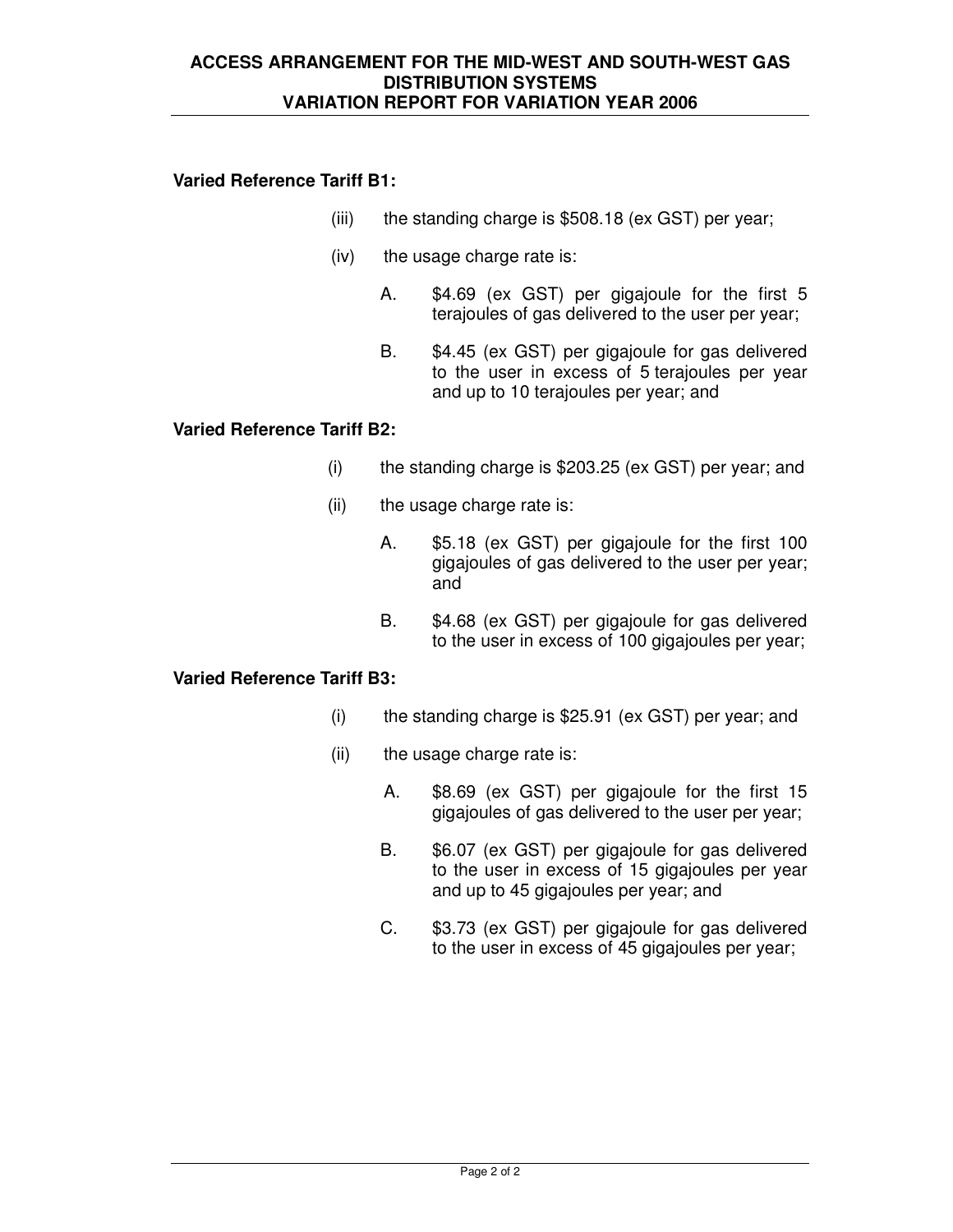**Varied Reference Tariff B1:**

(iii) the standing charge is $508.18 (ex GST) per year;

(iv) the usage charge rate is:

A. $4.69 (ex GST) per gigajoule for the first 5 terajoules of gas delivered to the user per year;

B. $4.45 (ex GST) per gigajoule for gas delivered to the user in excess of 5 terajoules per year and up to 10 terajoules per year; and

**Varied Reference Tariff B2:**

(i) the standing charge is $203.25 (ex GST) per year; and

(ii) the usage charge rate is:

A. $5.18 (ex GST) per gigajoule for the first 100 gigajoules of gas delivered to the user per year; and

B. $4.68 (ex GST) per gigajoule for gas delivered to the user in excess of 100 gigajoules per year;

**Varied Reference Tariff B3:**

(i) the standing charge is $25.91 (ex GST) per year; and

(ii) the usage charge rate is:

A. $8.69 (ex GST) per gigajoule for the first 15 gigajoules of gas delivered to the user per year;

B. $6.07 (ex GST) per gigajoule for gas delivered to the user in excess of 15 gigajoules per year and up to 45 gigajoules per year; and

C. $3.73 (ex GST) per gigajoule for gas delivered to the user in excess of 45 gigajoules per year;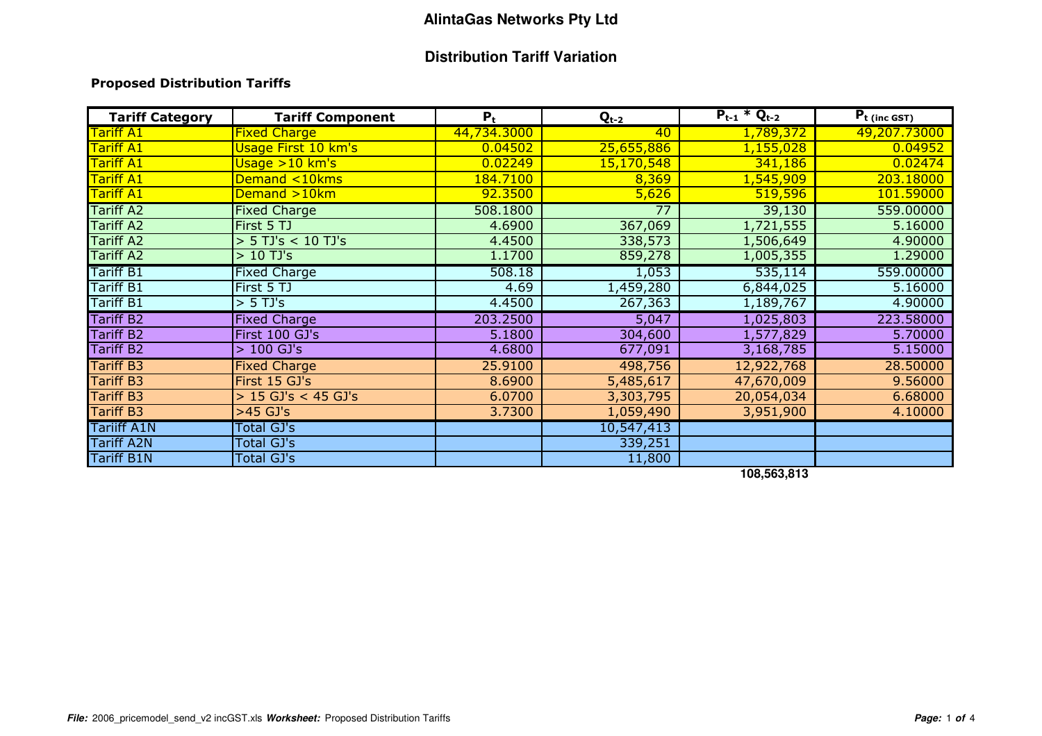# AlintaGas Networks Pty Ltd

## Distribution Tariff Variation

### Proposed Distribution Tariffs

| Tariff Category | Tariff Component | $P_t$ | $Q_{t-2}$ | $P_{t-1} * Q_{t-2}$ | $P_{t\ (inc\ GST)}$ |
|---|---|---|---|---|---|
| Tariff A1 | Fixed Charge | 44,734.3000 | 40 | 1,789,372 | 49,207.73000 |
| Tariff A1 | Usage First 10 km's | 0.04502 | 25,655,886 | 1,155,028 | 0.04952 |
| Tariff A1 | Usage >10 km's | 0.02249 | 15,170,548 | 341,186 | 0.02474 |
| Tariff A1 | Demand <10kms | 184.7100 | 8,369 | 1,545,909 | 203.18000 |
| Tariff A1 | Demand >10km | 92.3500 | 5,626 | 519,596 | 101.59000 |
| Tariff A2 | Fixed Charge | 508.1800 | 77 | 39,130 | 559.00000 |
| Tariff A2 | First 5 TJ | 4.6900 | 367,069 | 1,721,555 | 5.16000 |
| Tariff A2 | > 5 TJ's < 10 TJ's | 4.4500 | 338,573 | 1,506,649 | 4.90000 |
| Tariff A2 | > 10 TJ's | 1.1700 | 859,278 | 1,005,355 | 1.29000 |
| Tariff B1 | Fixed Charge | 508.18 | 1,053 | 535,114 | 559.00000 |
| Tariff B1 | First 5 TJ | 4.69 | 1,459,280 | 6,844,025 | 5.16000 |
| Tariff B1 | > 5 TJ's | 4.4500 | 267,363 | 1,189,767 | 4.90000 |
| Tariff B2 | Fixed Charge | 203.2500 | 5,047 | 1,025,803 | 223.58000 |
| Tariff B2 | First 100 GJ's | 5.1800 | 304,600 | 1,577,829 | 5.70000 |
| Tariff B2 | > 100 GJ's | 4.6800 | 677,091 | 3,168,785 | 5.15000 |
| Tariff B3 | Fixed Charge | 25.9100 | 498,756 | 12,922,768 | 28.50000 |
| Tariff B3 | First 15 GJ's | 8.6900 | 5,485,617 | 47,670,009 | 9.56000 |
| Tariff B3 | > 15 GJ's < 45 GJ's | 6.0700 | 3,303,795 | 20,054,034 | 6.68000 |
| Tariff B3 | >45 GJ's | 3.7300 | 1,059,490 | 3,951,900 | 4.10000 |
| Tariiff A1N | Total GJ's | | 10,547,413 | | |
| Tariff A2N | Total GJ's | | 339,251 | | |
| Tariff B1N | Total GJ's | | 11,800 | | |
| | | | | **108,563,813** | |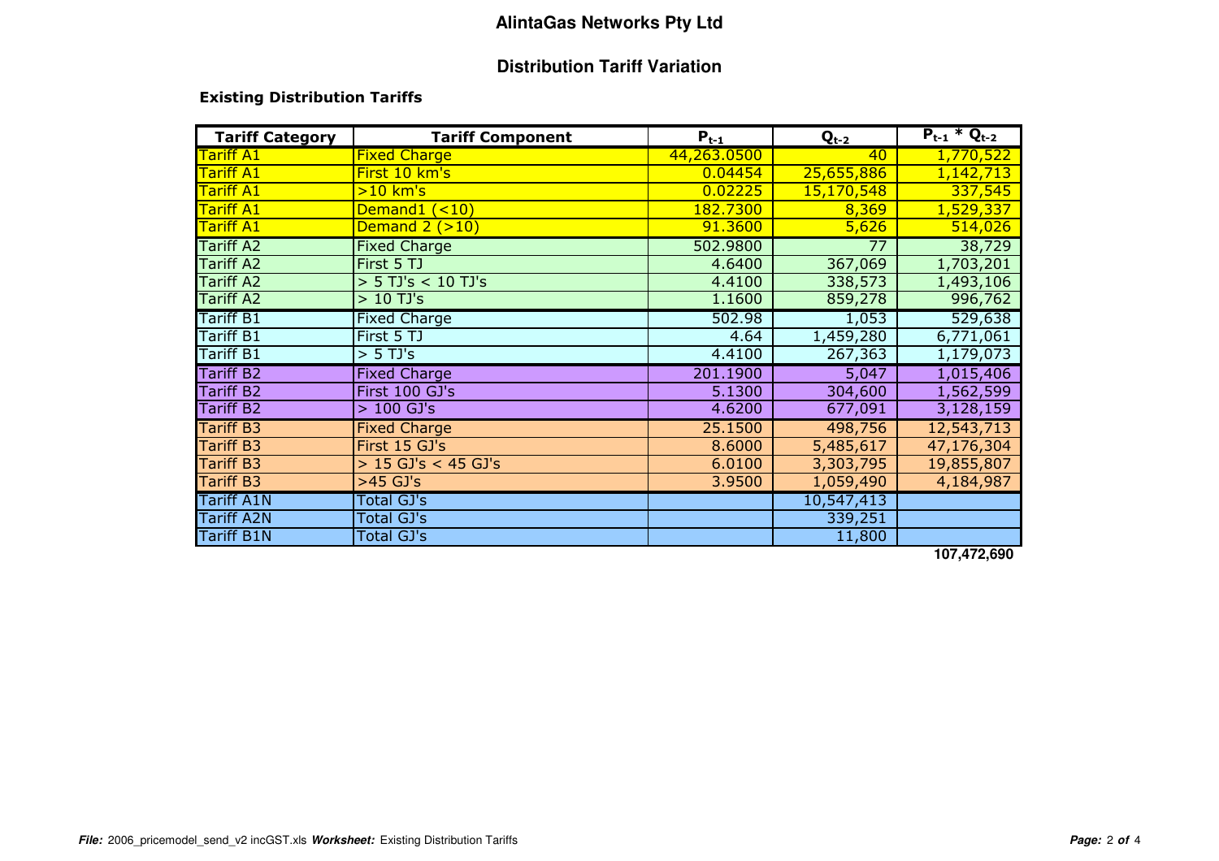# AlintaGas Networks Pty Ltd

## Distribution Tariff Variation

### Existing Distribution Tariffs

| Tariff Category | Tariff Component | $P_{t-1}$ | $Q_{t-2}$ | $P_{t-1} * Q_{t-2}$ |
|---|---|---|---|---|
| Tariff A1 | Fixed Charge | 44,263.0500 | 40 | 1,770,522 |
| Tariff A1 | First 10 km's | 0.04454 | 25,655,886 | 1,142,713 |
| Tariff A1 | >10 km's | 0.02225 | 15,170,548 | 337,545 |
| Tariff A1 | Demand1 (<10) | 182.7300 | 8,369 | 1,529,337 |
| Tariff A1 | Demand 2 (>10) | 91.3600 | 5,626 | 514,026 |
| Tariff A2 | Fixed Charge | 502.9800 | 77 | 38,729 |
| Tariff A2 | First 5 TJ | 4.6400 | 367,069 | 1,703,201 |
| Tariff A2 | > 5 TJ's < 10 TJ's | 4.4100 | 338,573 | 1,493,106 |
| Tariff A2 | > 10 TJ's | 1.1600 | 859,278 | 996,762 |
| Tariff B1 | Fixed Charge | 502.98 | 1,053 | 529,638 |
| Tariff B1 | First 5 TJ | 4.64 | 1,459,280 | 6,771,061 |
| Tariff B1 | > 5 TJ's | 4.4100 | 267,363 | 1,179,073 |
| Tariff B2 | Fixed Charge | 201.1900 | 5,047 | 1,015,406 |
| Tariff B2 | First 100 GJ's | 5.1300 | 304,600 | 1,562,599 |
| Tariff B2 | > 100 GJ's | 4.6200 | 677,091 | 3,128,159 |
| Tariff B3 | Fixed Charge | 25.1500 | 498,756 | 12,543,713 |
| Tariff B3 | First 15 GJ's | 8.6000 | 5,485,617 | 47,176,304 |
| Tariff B3 | > 15 GJ's < 45 GJ's | 6.0100 | 3,303,795 | 19,855,807 |
| Tariff B3 | >45 GJ's | 3.9500 | 1,059,490 | 4,184,987 |
| Tariff A1N | Total GJ's | | 10,547,413 | |
| Tariff A2N | Total GJ's | | 339,251 | |
| Tariff B1N | Total GJ's | | 11,800 | |
| | | | | **107,472,690** |

***File:*** 2006_pricemodel_send_v2 incGST.xls ***Worksheet:*** Existing Distribution Tariffs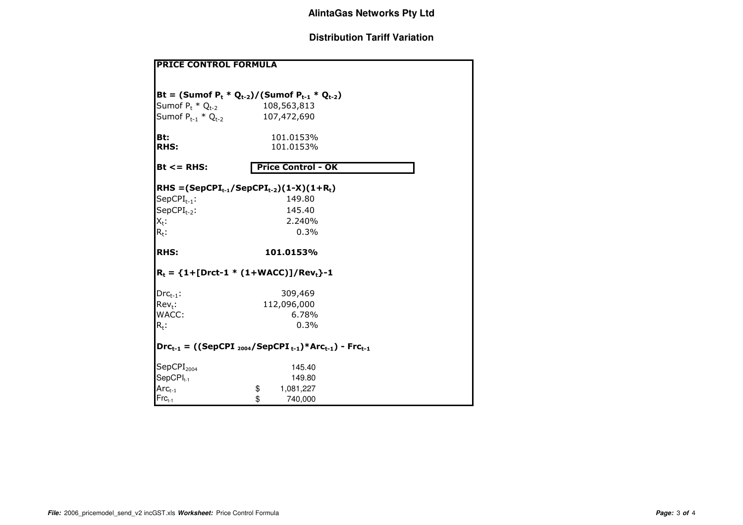# AlintaGas Networks Pty Ltd

## Distribution Tariff Variation

**PRICE CONTROL FORMULA**

**$Bt = (\text{Sumof } P_t * Q_{t-2})/(\text{Sumof } P_{t-1} * Q_{t-2})$**

| | |
|---|---|
| Sumof $P_t * Q_{t-2}$ | 108,563,813 |
| Sumof $P_{t-1} * Q_{t-2}$ | 107,472,690 |
| | |
| **Bt:** | 101.0153% |
| **RHS:** | 101.0153% |
| | |
| **Bt <= RHS:** | **Price Control - OK** |

**$RHS = (SepCPI_{t-1}/SepCPI_{t-2})(1-X)(1+R_t)$**

| | |
|---|---|
| $SepCPI_{t-1}$: | 149.80 |
| $SepCPI_{t-2}$: | 145.40 |
| $X_t$: | 2.240% |
| $R_t$: | 0.3% |
| | |
| **RHS:** | **101.0153%** |

**$R_t = \{1+[Drct-1 * (1+WACC)]/Rev_t\}-1$**

| | |
|---|---|
| $Drc_{t-1}$: | 309,469 |
| $Rev_t$: | 112,096,000 |
| WACC: | 6.78% |
| $R_t$: | 0.3% |

**$Drc_{t-1} = ((SepCPI_{2004}/SepCPI_{t-1})*Arc_{t-1}) - Frc_{t-1}$**

| | |
|---|---|
| $SepCPI_{2004}$ | 145.40 |
| $SepCPI_{t-1}$ | 149.80 |
| $Arc_{t-1}$ | $ 1,081,227 |
| $Frc_{t-1}$ | $ 740,000 |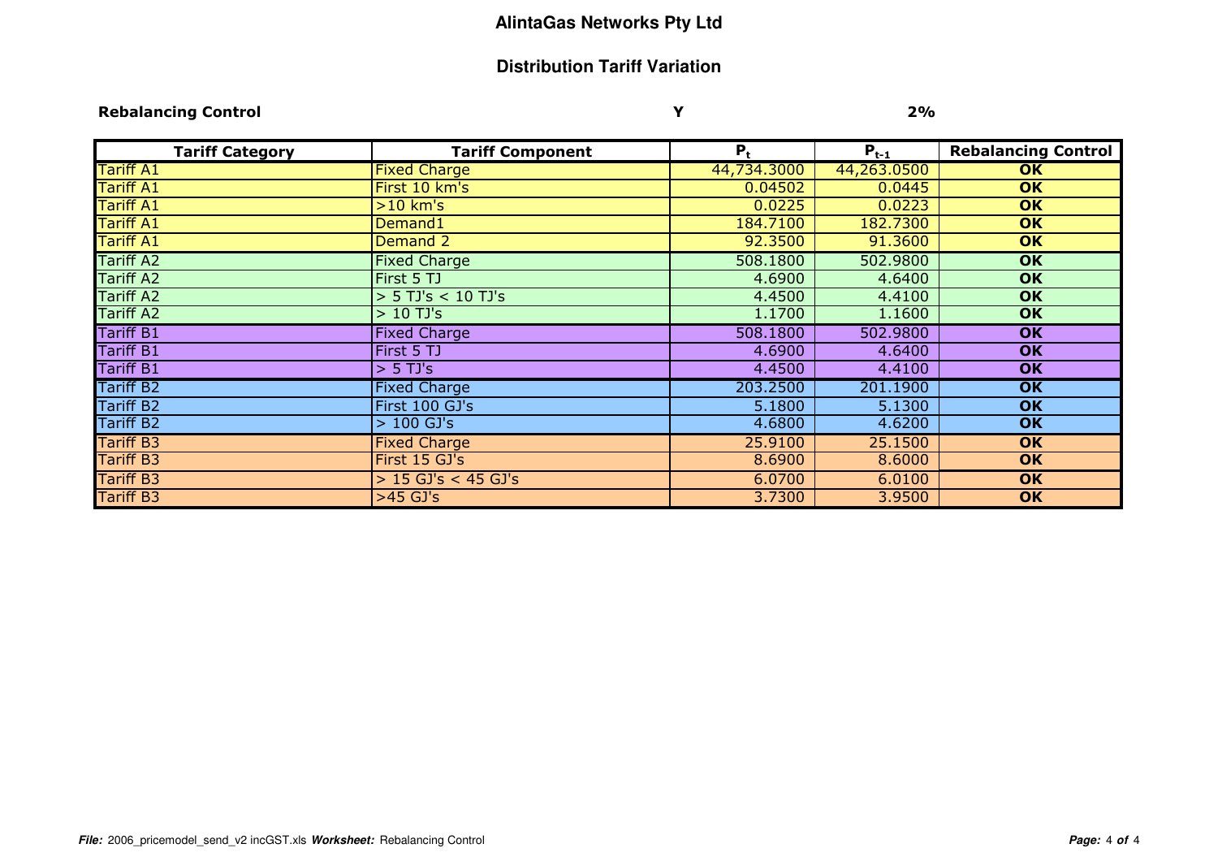# AlintaGas Networks Pty Ltd

## Distribution Tariff Variation

**Rebalancing Control** **Y** **2%**

| Tariff Category | Tariff Component | $P_t$ | $P_{t-1}$ | Rebalancing Control |
|---|---|---|---|---|
| Tariff A1 | Fixed Charge | 44,734.3000 | 44,263.0500 | **OK** |
| Tariff A1 | First 10 km's | 0.04502 | 0.0445 | **OK** |
| Tariff A1 | >10 km's | 0.0225 | 0.0223 | **OK** |
| Tariff A1 | Demand1 | 184.7100 | 182.7300 | **OK** |
| Tariff A1 | Demand 2 | 92.3500 | 91.3600 | **OK** |
| Tariff A2 | Fixed Charge | 508.1800 | 502.9800 | **OK** |
| Tariff A2 | First 5 TJ | 4.6900 | 4.6400 | **OK** |
| Tariff A2 | > 5 TJ's < 10 TJ's | 4.4500 | 4.4100 | **OK** |
| Tariff A2 | > 10 TJ's | 1.1700 | 1.1600 | **OK** |
| Tariff B1 | Fixed Charge | 508.1800 | 502.9800 | **OK** |
| Tariff B1 | First 5 TJ | 4.6900 | 4.6400 | **OK** |
| Tariff B1 | > 5 TJ's | 4.4500 | 4.4100 | **OK** |
| Tariff B2 | Fixed Charge | 203.2500 | 201.1900 | **OK** |
| Tariff B2 | First 100 GJ's | 5.1800 | 5.1300 | **OK** |
| Tariff B2 | > 100 GJ's | 4.6800 | 4.6200 | **OK** |
| Tariff B3 | Fixed Charge | 25.9100 | 25.1500 | **OK** |
| Tariff B3 | First 15 GJ's | 8.6900 | 8.6000 | **OK** |
| Tariff B3 | > 15 GJ's < 45 GJ's | 6.0700 | 6.0100 | **OK** |
| Tariff B3 | >45 GJ's | 3.7300 | 3.9500 | **OK** |

***File:*** 2006_pricemodel_send_v2 incGST.xls ***Worksheet:*** Rebalancing Control